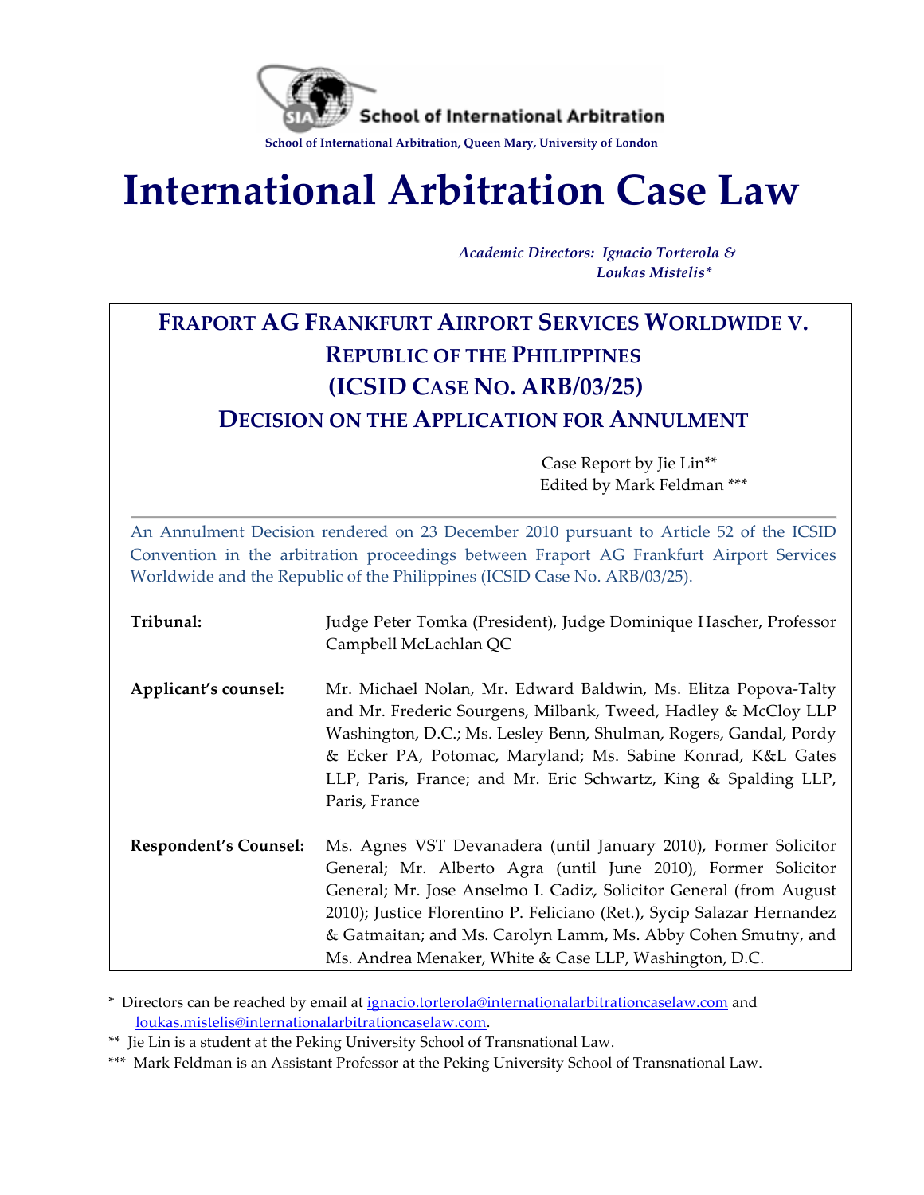School of International Arbitration

School of International Arbitration, Queen Mary, University of London

# International Arbitration Case Law

*Academic Directors: Ignacio Torterola & Loukas Mistelis\**

## FRAPORT AG FRANKFURT AIRPORT SERVICES WORLDWIDE V. REPUBLIC OF THE PHILIPPINES (ICSID CASE NO. ARB/03/25) DECISION ON THE APPLICATION FOR ANNULMENT

Case Report by Jie Lin\*\*

Edited by Mark Feldman \*\*\*

An Annulment Decision rendered on 23 December 2010 pursuant to Article 52 of the ICSID Convention in the arbitration proceedings between Fraport AG Frankfurt Airport Services Worldwide and the Republic of the Philippines (ICSID Case No. ARB/03/25).

| | |
|---|---|
| **Tribunal:** | Judge Peter Tomka (President), Judge Dominique Hascher, Professor Campbell McLachlan QC |
| **Applicant's counsel:** | Mr. Michael Nolan, Mr. Edward Baldwin, Ms. Elitza Popova-Talty and Mr. Frederic Sourgens, Milbank, Tweed, Hadley & McCloy LLP Washington, D.C.; Ms. Lesley Benn, Shulman, Rogers, Gandal, Pordy & Ecker PA, Potomac, Maryland; Ms. Sabine Konrad, K&L Gates LLP, Paris, France; and Mr. Eric Schwartz, King & Spalding LLP, Paris, France |
| **Respondent's Counsel:** | Ms. Agnes VST Devanadera (until January 2010), Former Solicitor General; Mr. Alberto Agra (until June 2010), Former Solicitor General; Mr. Jose Anselmo I. Cadiz, Solicitor General (from August 2010); Justice Florentino P. Feliciano (Ret.), Sycip Salazar Hernandez & Gatmaitan; and Ms. Carolyn Lamm, Ms. Abby Cohen Smutny, and Ms. Andrea Menaker, White & Case LLP, Washington, D.C. |

\* Directors can be reached by email at ignacio.torterola@internationalarbitrationcaselaw.com and loukas.mistelis@internationalarbitrationcaselaw.com.

\*\* Jie Lin is a student at the Peking University School of Transnational Law.

\*\*\* Mark Feldman is an Assistant Professor at the Peking University School of Transnational Law.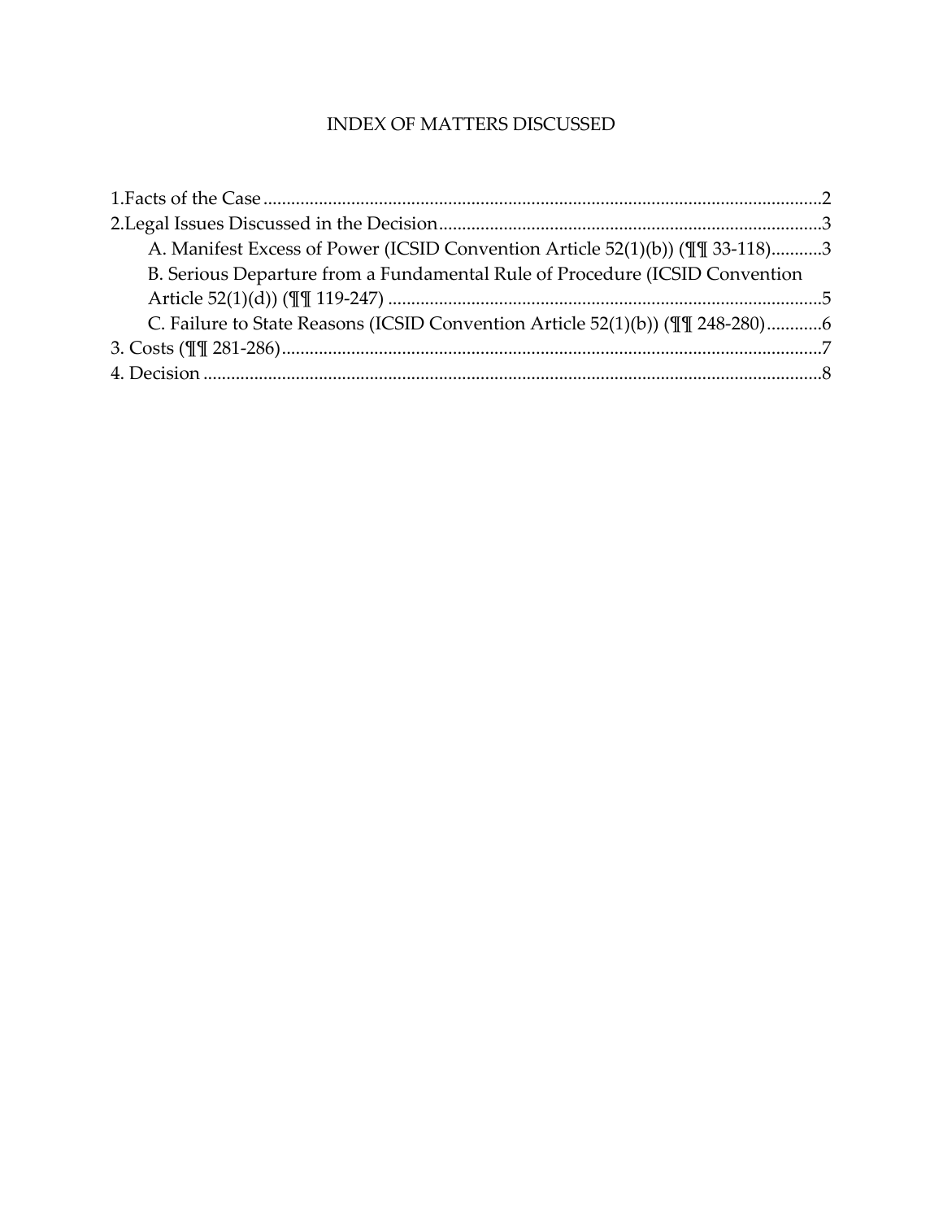# INDEX OF MATTERS DISCUSSED

1.Facts of the Case ........................................................................................................................2

2.Legal Issues Discussed in the Decision...................................................................................3

- A. Manifest Excess of Power (ICSID Convention Article 52(1)(b)) (¶¶ 33-118)...........3
- B. Serious Departure from a Fundamental Rule of Procedure (ICSID Convention Article 52(1)(d)) (¶¶ 119-247) .............................................................................................5
- C. Failure to State Reasons (ICSID Convention Article 52(1)(b)) (¶¶ 248-280)............6

3. Costs (¶¶ 281-286).....................................................................................................................7

4. Decision .....................................................................................................................................8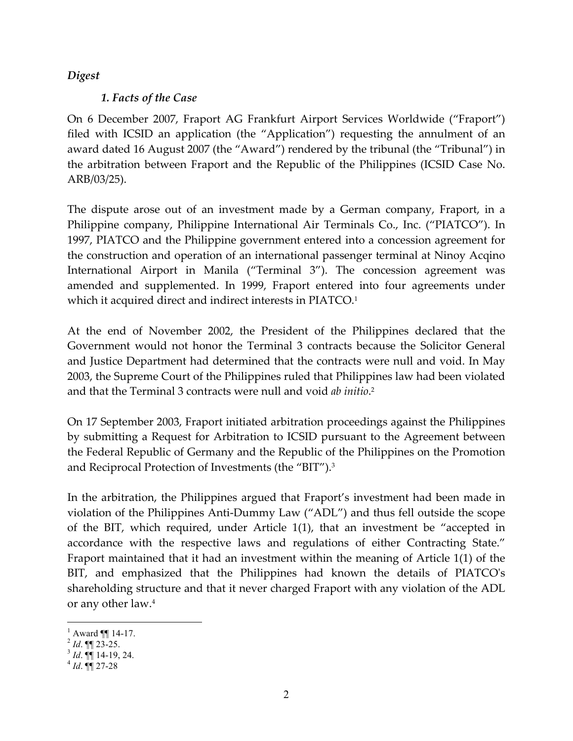*Digest*

*1. Facts of the Case*

On 6 December 2007, Fraport AG Frankfurt Airport Services Worldwide ("Fraport") filed with ICSID an application (the "Application") requesting the annulment of an award dated 16 August 2007 (the "Award") rendered by the tribunal (the "Tribunal") in the arbitration between Fraport and the Republic of the Philippines (ICSID Case No. ARB/03/25).

The dispute arose out of an investment made by a German company, Fraport, in a Philippine company, Philippine International Air Terminals Co., Inc. ("PIATCO"). In 1997, PIATCO and the Philippine government entered into a concession agreement for the construction and operation of an international passenger terminal at Ninoy Acqino International Airport in Manila ("Terminal 3"). The concession agreement was amended and supplemented. In 1999, Fraport entered into four agreements under which it acquired direct and indirect interests in PIATCO.[1]

At the end of November 2002, the President of the Philippines declared that the Government would not honor the Terminal 3 contracts because the Solicitor General and Justice Department had determined that the contracts were null and void. In May 2003, the Supreme Court of the Philippines ruled that Philippines law had been violated and that the Terminal 3 contracts were null and void *ab initio*.[2]

On 17 September 2003, Fraport initiated arbitration proceedings against the Philippines by submitting a Request for Arbitration to ICSID pursuant to the Agreement between the Federal Republic of Germany and the Republic of the Philippines on the Promotion and Reciprocal Protection of Investments (the "BIT").[3]

In the arbitration, the Philippines argued that Fraport's investment had been made in violation of the Philippines Anti-Dummy Law ("ADL") and thus fell outside the scope of the BIT, which required, under Article 1(1), that an investment be "accepted in accordance with the respective laws and regulations of either Contracting State." Fraport maintained that it had an investment within the meaning of Article 1(1) of the BIT, and emphasized that the Philippines had known the details of PIATCO's shareholding structure and that it never charged Fraport with any violation of the ADL or any other law.[4]

---

[1] Award ¶¶ 14-17.

[2] *Id*. ¶¶ 23-25.

[3] *Id*. ¶¶ 14-19, 24.

[4] *Id*. ¶¶ 27-28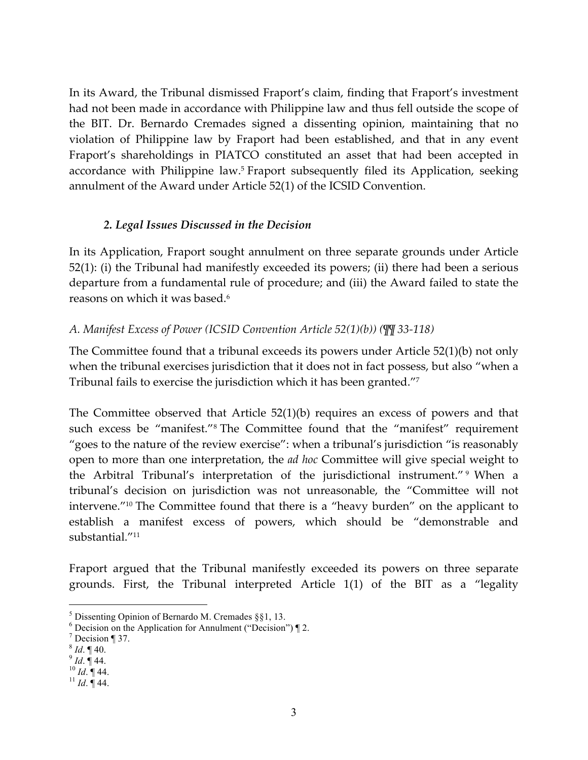In its Award, the Tribunal dismissed Fraport's claim, finding that Fraport's investment had not been made in accordance with Philippine law and thus fell outside the scope of the BIT. Dr. Bernardo Cremades signed a dissenting opinion, maintaining that no violation of Philippine law by Fraport had been established, and that in any event Fraport's shareholdings in PIATCO constituted an asset that had been accepted in accordance with Philippine law.[5] Fraport subsequently filed its Application, seeking annulment of the Award under Article 52(1) of the ICSID Convention.

### *2. Legal Issues Discussed in the Decision*

In its Application, Fraport sought annulment on three separate grounds under Article 52(1): (i) the Tribunal had manifestly exceeded its powers; (ii) there had been a serious departure from a fundamental rule of procedure; and (iii) the Award failed to state the reasons on which it was based.[6]

#### *A. Manifest Excess of Power (ICSID Convention Article 52(1)(b)) (¶¶ 33-118)*

The Committee found that a tribunal exceeds its powers under Article 52(1)(b) not only when the tribunal exercises jurisdiction that it does not in fact possess, but also "when a Tribunal fails to exercise the jurisdiction which it has been granted."[7]

The Committee observed that Article 52(1)(b) requires an excess of powers and that such excess be "manifest."[8] The Committee found that the "manifest" requirement "goes to the nature of the review exercise": when a tribunal's jurisdiction "is reasonably open to more than one interpretation, the *ad hoc* Committee will give special weight to the Arbitral Tribunal's interpretation of the jurisdictional instrument."[9] When a tribunal's decision on jurisdiction was not unreasonable, the "Committee will not intervene."[10] The Committee found that there is a "heavy burden" on the applicant to establish a manifest excess of powers, which should be "demonstrable and substantial."[11]

Fraport argued that the Tribunal manifestly exceeded its powers on three separate grounds. First, the Tribunal interpreted Article 1(1) of the BIT as a "legality

---

[5] Dissenting Opinion of Bernardo M. Cremades §§1, 13.

[6] Decision on the Application for Annulment ("Decision") ¶ 2.

[7] Decision ¶ 37.

[8] *Id*. ¶ 40.

[9] *Id*. ¶ 44.

[10] *Id*. ¶ 44.

[11] *Id*. ¶ 44.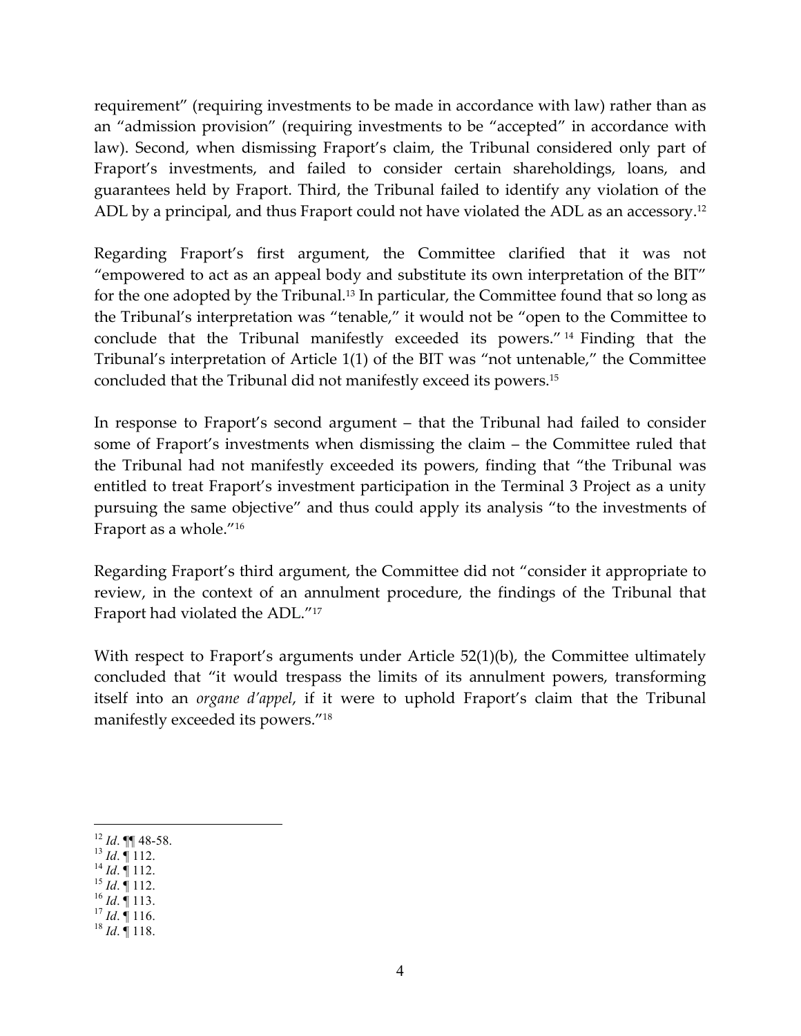requirement" (requiring investments to be made in accordance with law) rather than as an "admission provision" (requiring investments to be "accepted" in accordance with law). Second, when dismissing Fraport's claim, the Tribunal considered only part of Fraport's investments, and failed to consider certain shareholdings, loans, and guarantees held by Fraport. Third, the Tribunal failed to identify any violation of the ADL by a principal, and thus Fraport could not have violated the ADL as an accessory.[12]

Regarding Fraport's first argument, the Committee clarified that it was not "empowered to act as an appeal body and substitute its own interpretation of the BIT" for the one adopted by the Tribunal.[13] In particular, the Committee found that so long as the Tribunal's interpretation was "tenable," it would not be "open to the Committee to conclude that the Tribunal manifestly exceeded its powers."[14] Finding that the Tribunal's interpretation of Article 1(1) of the BIT was "not untenable," the Committee concluded that the Tribunal did not manifestly exceed its powers.[15]

In response to Fraport's second argument – that the Tribunal had failed to consider some of Fraport's investments when dismissing the claim – the Committee ruled that the Tribunal had not manifestly exceeded its powers, finding that "the Tribunal was entitled to treat Fraport's investment participation in the Terminal 3 Project as a unity pursuing the same objective" and thus could apply its analysis "to the investments of Fraport as a whole."[16]

Regarding Fraport's third argument, the Committee did not "consider it appropriate to review, in the context of an annulment procedure, the findings of the Tribunal that Fraport had violated the ADL."[17]

With respect to Fraport's arguments under Article 52(1)(b), the Committee ultimately concluded that "it would trespass the limits of its annulment powers, transforming itself into an *organe d'appel*, if it were to uphold Fraport's claim that the Tribunal manifestly exceeded its powers."[18]

---

[12] *Id*. ¶¶ 48-58.
[13] *Id*. ¶ 112.
[14] *Id*. ¶ 112.
[15] *Id*. ¶ 112.
[16] *Id*. ¶ 113.
[17] *Id*. ¶ 116.
[18] *Id*. ¶ 118.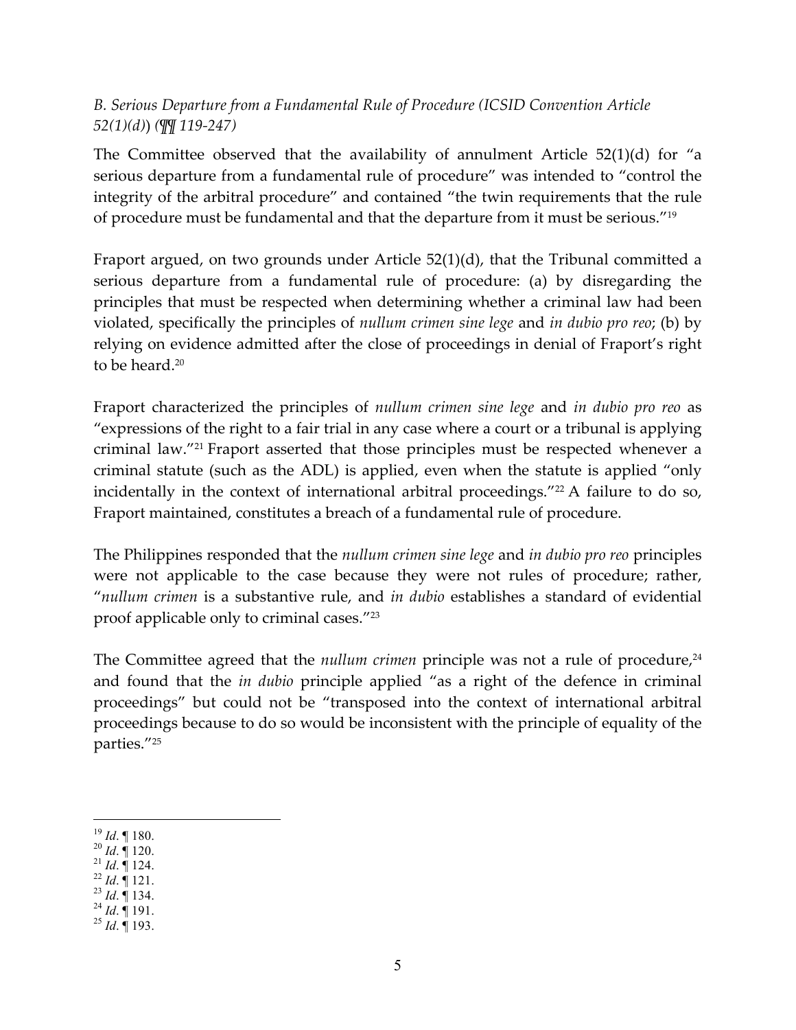*B. Serious Departure from a Fundamental Rule of Procedure (ICSID Convention Article 52(1)(d)) (¶¶ 119-247)*

The Committee observed that the availability of annulment Article 52(1)(d) for "a serious departure from a fundamental rule of procedure" was intended to "control the integrity of the arbitral procedure" and contained "the twin requirements that the rule of procedure must be fundamental and that the departure from it must be serious."[19]

Fraport argued, on two grounds under Article 52(1)(d), that the Tribunal committed a serious departure from a fundamental rule of procedure: (a) by disregarding the principles that must be respected when determining whether a criminal law had been violated, specifically the principles of *nullum crimen sine lege* and *in dubio pro reo*; (b) by relying on evidence admitted after the close of proceedings in denial of Fraport's right to be heard.[20]

Fraport characterized the principles of *nullum crimen sine lege* and *in dubio pro reo* as "expressions of the right to a fair trial in any case where a court or a tribunal is applying criminal law."[21] Fraport asserted that those principles must be respected whenever a criminal statute (such as the ADL) is applied, even when the statute is applied "only incidentally in the context of international arbitral proceedings."[22] A failure to do so, Fraport maintained, constitutes a breach of a fundamental rule of procedure.

The Philippines responded that the *nullum crimen sine lege* and *in dubio pro reo* principles were not applicable to the case because they were not rules of procedure; rather, "*nullum crimen* is a substantive rule, and *in dubio* establishes a standard of evidential proof applicable only to criminal cases."[23]

The Committee agreed that the *nullum crimen* principle was not a rule of procedure,[24] and found that the *in dubio* principle applied "as a right of the defence in criminal proceedings" but could not be "transposed into the context of international arbitral proceedings because to do so would be inconsistent with the principle of equality of the parties."[25]

---

[19] *Id*. ¶ 180.
[20] *Id*. ¶ 120.
[21] *Id*. ¶ 124.
[22] *Id*. ¶ 121.
[23] *Id*. ¶ 134.
[24] *Id*. ¶ 191.
[25] *Id*. ¶ 193.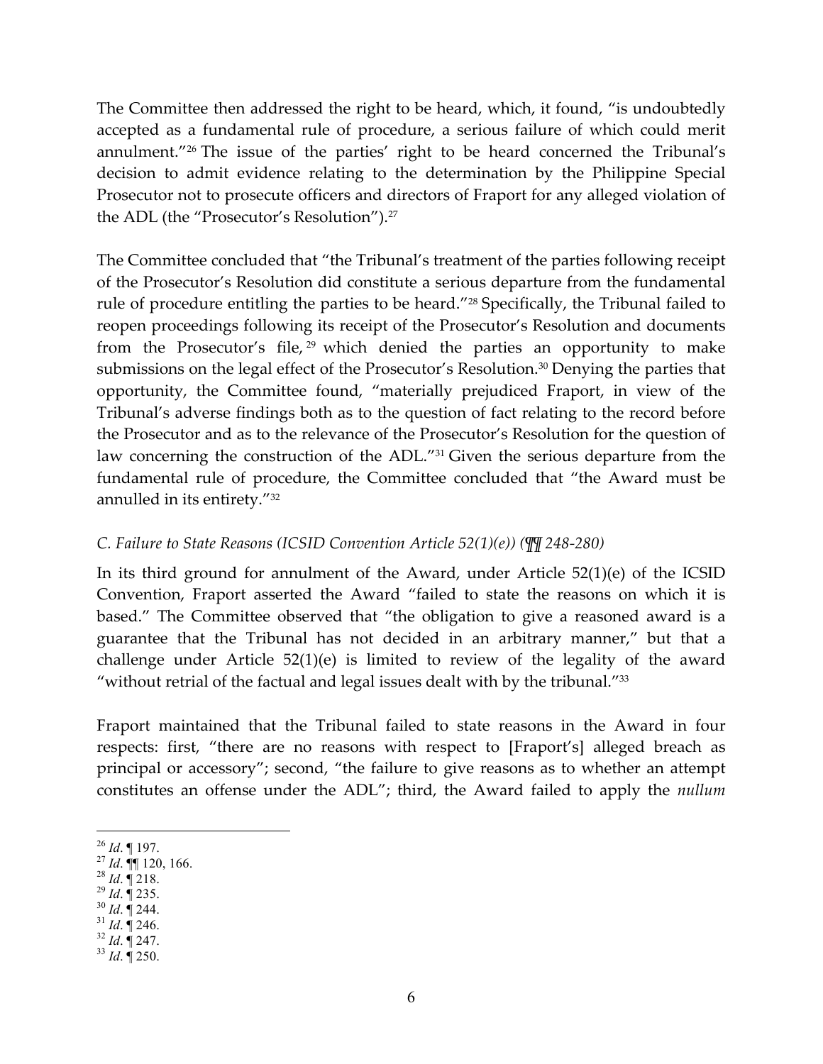The Committee then addressed the right to be heard, which, it found, "is undoubtedly accepted as a fundamental rule of procedure, a serious failure of which could merit annulment."[26] The issue of the parties' right to be heard concerned the Tribunal's decision to admit evidence relating to the determination by the Philippine Special Prosecutor not to prosecute officers and directors of Fraport for any alleged violation of the ADL (the "Prosecutor's Resolution").[27]

The Committee concluded that "the Tribunal's treatment of the parties following receipt of the Prosecutor's Resolution did constitute a serious departure from the fundamental rule of procedure entitling the parties to be heard."[28] Specifically, the Tribunal failed to reopen proceedings following its receipt of the Prosecutor's Resolution and documents from the Prosecutor's file,[29] which denied the parties an opportunity to make submissions on the legal effect of the Prosecutor's Resolution.[30] Denying the parties that opportunity, the Committee found, "materially prejudiced Fraport, in view of the Tribunal's adverse findings both as to the question of fact relating to the record before the Prosecutor and as to the relevance of the Prosecutor's Resolution for the question of law concerning the construction of the ADL."[31] Given the serious departure from the fundamental rule of procedure, the Committee concluded that "the Award must be annulled in its entirety."[32]

*C. Failure to State Reasons (ICSID Convention Article 52(1)(e)) (¶¶ 248-280)*

In its third ground for annulment of the Award, under Article 52(1)(e) of the ICSID Convention, Fraport asserted the Award "failed to state the reasons on which it is based." The Committee observed that "the obligation to give a reasoned award is a guarantee that the Tribunal has not decided in an arbitrary manner," but that a challenge under Article 52(1)(e) is limited to review of the legality of the award "without retrial of the factual and legal issues dealt with by the tribunal."[33]

Fraport maintained that the Tribunal failed to state reasons in the Award in four respects: first, "there are no reasons with respect to [Fraport's] alleged breach as principal or accessory"; second, "the failure to give reasons as to whether an attempt constitutes an offense under the ADL"; third, the Award failed to apply the *nullum*

---

[26] *Id*. ¶ 197.

[27] *Id*. ¶¶ 120, 166.

[28] *Id*. ¶ 218.

[29] *Id*. ¶ 235.

[30] *Id*. ¶ 244.

[31] *Id*. ¶ 246.

[32] *Id*. ¶ 247.

[33] *Id*. ¶ 250.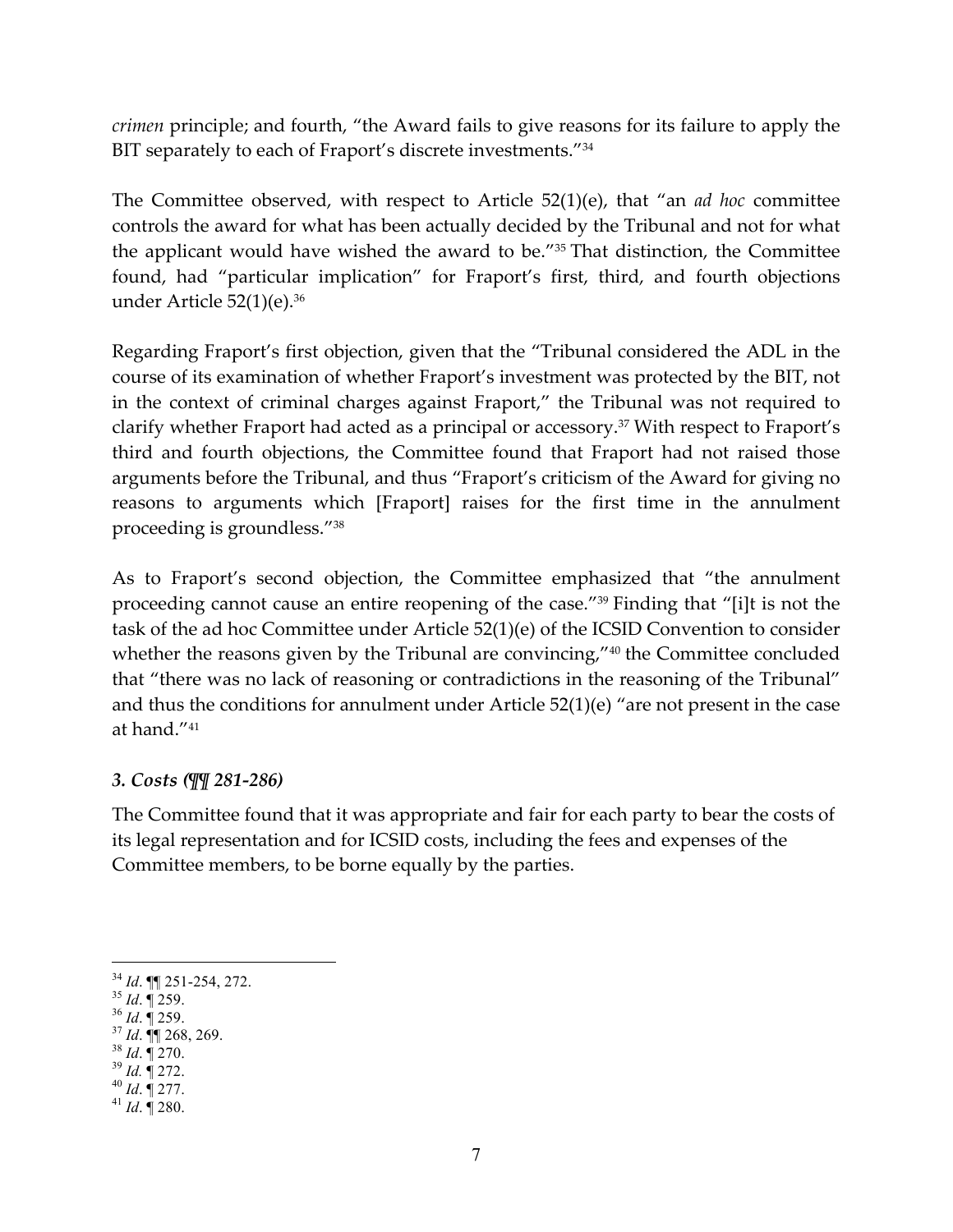*crimen* principle; and fourth, "the Award fails to give reasons for its failure to apply the BIT separately to each of Fraport's discrete investments."[34]

The Committee observed, with respect to Article 52(1)(e), that "an *ad hoc* committee controls the award for what has been actually decided by the Tribunal and not for what the applicant would have wished the award to be."[35] That distinction, the Committee found, had "particular implication" for Fraport's first, third, and fourth objections under Article 52(1)(e).[36]

Regarding Fraport's first objection, given that the "Tribunal considered the ADL in the course of its examination of whether Fraport's investment was protected by the BIT, not in the context of criminal charges against Fraport," the Tribunal was not required to clarify whether Fraport had acted as a principal or accessory.[37] With respect to Fraport's third and fourth objections, the Committee found that Fraport had not raised those arguments before the Tribunal, and thus "Fraport's criticism of the Award for giving no reasons to arguments which [Fraport] raises for the first time in the annulment proceeding is groundless."[38]

As to Fraport's second objection, the Committee emphasized that "the annulment proceeding cannot cause an entire reopening of the case."[39] Finding that "[i]t is not the task of the ad hoc Committee under Article 52(1)(e) of the ICSID Convention to consider whether the reasons given by the Tribunal are convincing,"[40] the Committee concluded that "there was no lack of reasoning or contradictions in the reasoning of the Tribunal" and thus the conditions for annulment under Article 52(1)(e) "are not present in the case at hand."[41]

### *3. Costs (¶¶ 281-286)*

The Committee found that it was appropriate and fair for each party to bear the costs of its legal representation and for ICSID costs, including the fees and expenses of the Committee members, to be borne equally by the parties.

---

[34] *Id*. ¶¶ 251-254, 272.
[35] *Id*. ¶ 259.
[36] *Id*. ¶ 259.
[37] *Id*. ¶¶ 268, 269.
[38] *Id*. ¶ 270.
[39] *Id.* ¶ 272.
[40] *Id*. ¶ 277.
[41] *Id*. ¶ 280.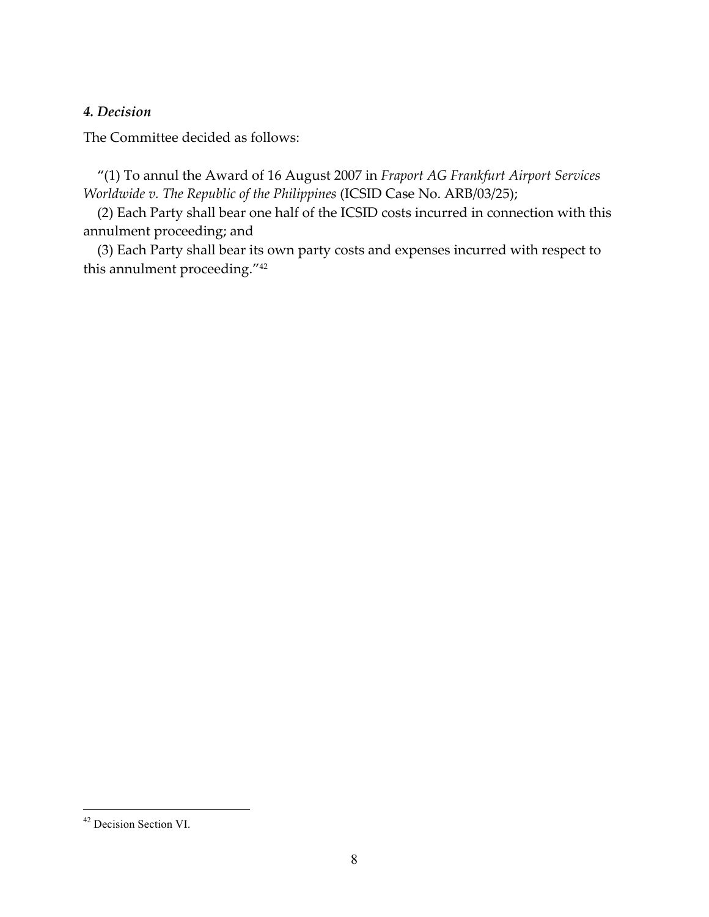### *4. Decision*

The Committee decided as follows:

"(1) To annul the Award of 16 August 2007 in *Fraport AG Frankfurt Airport Services Worldwide v. The Republic of the Philippines* (ICSID Case No. ARB/03/25);

(2) Each Party shall bear one half of the ICSID costs incurred in connection with this annulment proceeding; and

(3) Each Party shall bear its own party costs and expenses incurred with respect to this annulment proceeding."[42]

[42] Decision Section VI.